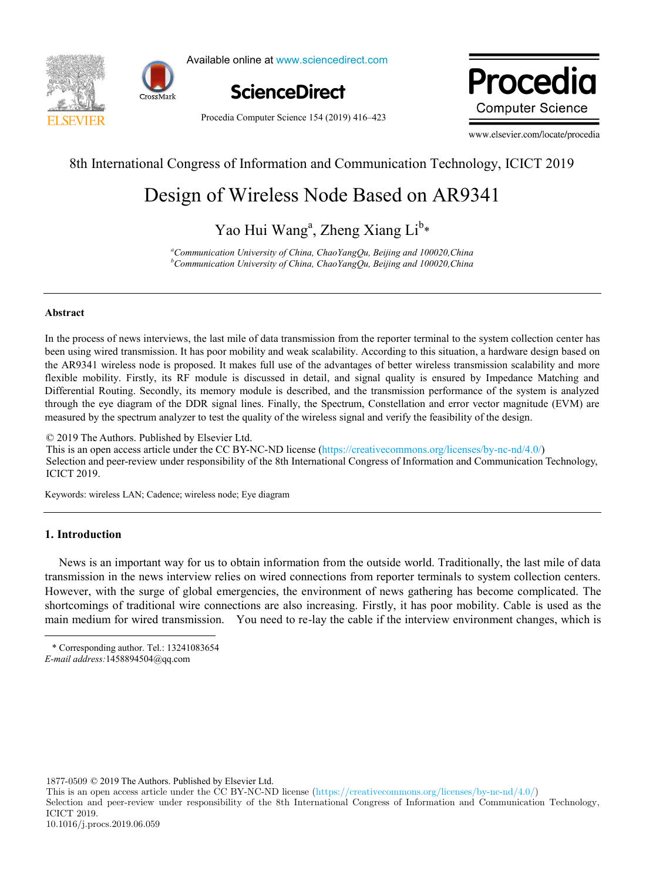8th International Congress of Information and Communication Technology, ICICT 2019

# Design of Wireless Node Based on AR9341

Yao Hui Wang[a], Zheng Xiang Li[b]*

[a]*Communication University of China, ChaoYangQu, Beijing and 100020,China*
[b]*Communication University of China, ChaoYangQu, Beijing and 100020,China*

---

**Abstract**

In the process of news interviews, the last mile of data transmission from the reporter terminal to the system collection center has been using wired transmission. It has poor mobility and weak scalability. According to this situation, a hardware design based on the AR9341 wireless node is proposed. It makes full use of the advantages of better wireless transmission scalability and more flexible mobility. Firstly, its RF module is discussed in detail, and signal quality is ensured by Impedance Matching and Differential Routing. Secondly, its memory module is described, and the transmission performance of the system is analyzed through the eye diagram of the DDR signal lines. Finally, the Spectrum, Constellation and error vector magnitude (EVM) are measured by the spectrum analyzer to test the quality of the wireless signal and verify the feasibility of the design.

© 2019 The Authors. Published by Elsevier Ltd.
This is an open access article under the CC BY-NC-ND license (https://creativecommons.org/licenses/by-nc-nd/4.0/)
Selection and peer-review under responsibility of the 8th International Congress of Information and Communication Technology, ICICT 2019.

Keywords: wireless LAN; Cadence; wireless node; Eye diagram

---

## 1. Introduction

News is an important way for us to obtain information from the outside world. Traditionally, the last mile of data transmission in the news interview relies on wired connections from reporter terminals to system collection centers. However, with the surge of global emergencies, the environment of news gathering has become complicated. The shortcomings of traditional wire connections are also increasing. Firstly, it has poor mobility. Cable is used as the main medium for wired transmission. You need to re-lay the cable if the interview environment changes, which is

---

* Corresponding author. Tel.: 13241083654
*E-mail address:* 1458894504@qq.com

1877-0509 © 2019 The Authors. Published by Elsevier Ltd.
This is an open access article under the CC BY-NC-ND license (https://creativecommons.org/licenses/by-nc-nd/4.0/)
Selection and peer-review under responsibility of the 8th International Congress of Information and Communication Technology, ICICT 2019.
10.1016/j.procs.2019.06.059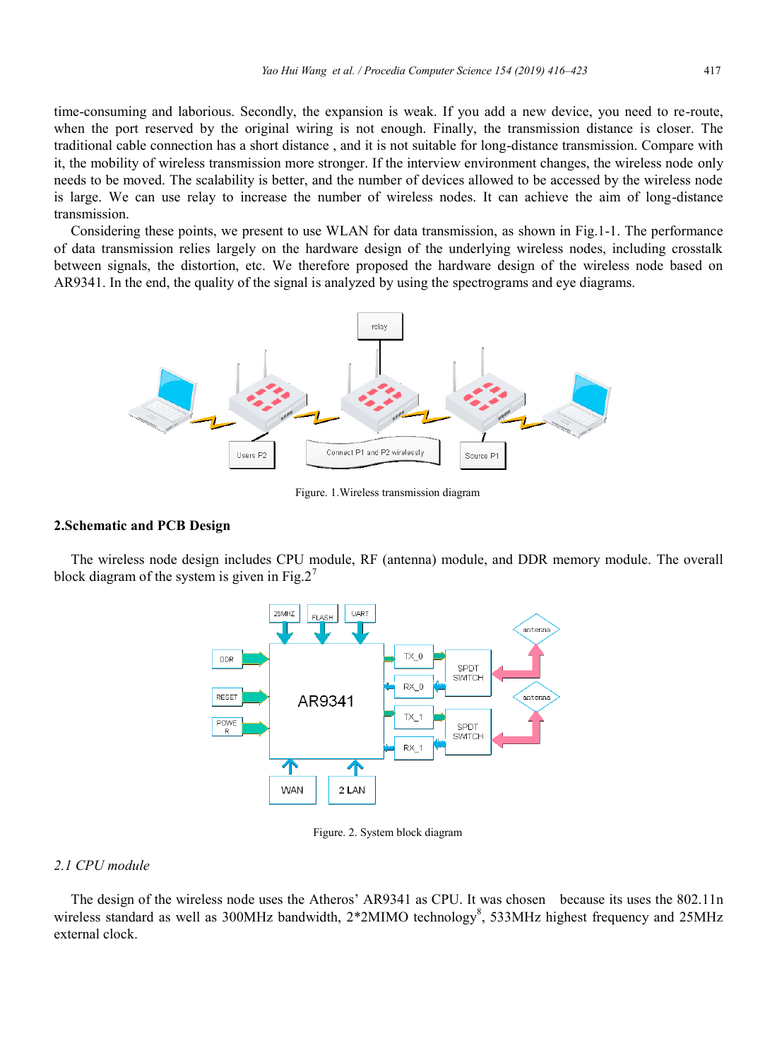time-consuming and laborious. Secondly, the expansion is weak. If you add a new device, you need to re-route, when the port reserved by the original wiring is not enough. Finally, the transmission distance is closer. The traditional cable connection has a short distance , and it is not suitable for long-distance transmission. Compare with it, the mobility of wireless transmission more stronger. If the interview environment changes, the wireless node only needs to be moved. The scalability is better, and the number of devices allowed to be accessed by the wireless node is large. We can use relay to increase the number of wireless nodes. It can achieve the aim of long-distance transmission.

Considering these points, we present to use WLAN for data transmission, as shown in Fig.1-1. The performance of data transmission relies largely on the hardware design of the underlying wireless nodes, including crosstalk between signals, the distortion, etc. We therefore proposed the hardware design of the wireless node based on AR9341. In the end, the quality of the signal is analyzed by using the spectrograms and eye diagrams.

Figure. 1.Wireless transmission diagram

## 2.Schematic and PCB Design

The wireless node design includes CPU module, RF (antenna) module, and DDR memory module. The overall block diagram of the system is given in Fig.2[7]

Figure. 2. System block diagram

### *2.1 CPU module*

The design of the wireless node uses the Atheros' AR9341 as CPU. It was chosen because its uses the 802.11n wireless standard as well as 300MHz bandwidth, 2*2MIMO technology[8], 533MHz highest frequency and 25MHz external clock.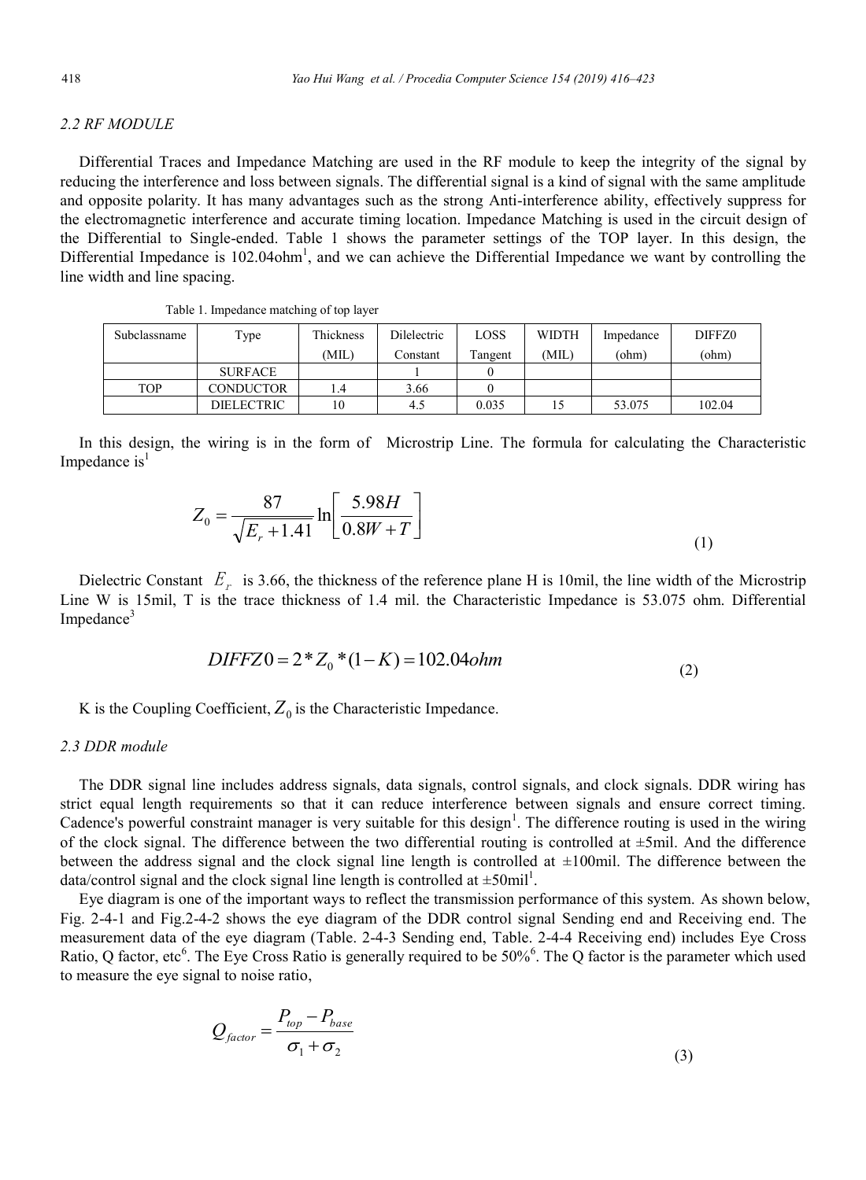### 2.2 RF MODULE

Differential Traces and Impedance Matching are used in the RF module to keep the integrity of the signal by reducing the interference and loss between signals. The differential signal is a kind of signal with the same amplitude and opposite polarity. It has many advantages such as the strong Anti-interference ability, effectively suppress for the electromagnetic interference and accurate timing location. Impedance Matching is used in the circuit design of the Differential to Single-ended. Table 1 shows the parameter settings of the TOP layer. In this design, the Differential Impedance is 102.04ohm[1], and we can achieve the Differential Impedance we want by controlling the line width and line spacing.

Table 1. Impedance matching of top layer

| Subclassname | Type | Thickness (MIL) | Dilelectric Constant | LOSS Tangent | WIDTH (MIL) | Impedance (ohm) | DIFFZ0 (ohm) |
|---|---|---|---|---|---|---|---|
| | SURFACE | | 1 | 0 | | | |
| TOP | CONDUCTOR | 1.4 | 3.66 | 0 | | | |
| | DIELECTRIC | 10 | 4.5 | 0.035 | 15 | 53.075 | 102.04 |

In this design, the wiring is in the form of Microstrip Line. The formula for calculating the Characteristic Impedance is[1]

$$Z_0 = \frac{87}{\sqrt{E_r + 1.41}} \ln\left[\frac{5.98H}{0.8W + T}\right] \tag{1}$$

Dielectric Constant $E_r$ is 3.66, the thickness of the reference plane H is 10mil, the line width of the Microstrip Line W is 15mil, T is the trace thickness of 1.4 mil. the Characteristic Impedance is 53.075 ohm. Differential Impedance[3]

$$DIFFZ0 = 2 * Z_0 * (1 - K) = 102.04ohm \tag{2}$$

K is the Coupling Coefficient, $Z_0$ is the Characteristic Impedance.

### 2.3 DDR module

The DDR signal line includes address signals, data signals, control signals, and clock signals. DDR wiring has strict equal length requirements so that it can reduce interference between signals and ensure correct timing. Cadence's powerful constraint manager is very suitable for this design[1]. The difference routing is used in the wiring of the clock signal. The difference between the two differential routing is controlled at ±5mil. And the difference between the address signal and the clock signal line length is controlled at ±100mil. The difference between the data/control signal and the clock signal line length is controlled at ±50mil[1].

Eye diagram is one of the important ways to reflect the transmission performance of this system. As shown below, Fig. 2-4-1 and Fig.2-4-2 shows the eye diagram of the DDR control signal Sending end and Receiving end. The measurement data of the eye diagram (Table. 2-4-3 Sending end, Table. 2-4-4 Receiving end) includes Eye Cross Ratio, Q factor, etc[6]. The Eye Cross Ratio is generally required to be 50%[6]. The Q factor is the parameter which used to measure the eye signal to noise ratio,

$$Q_{factor} = \frac{P_{top} - P_{base}}{\sigma_1 + \sigma_2} \tag{3}$$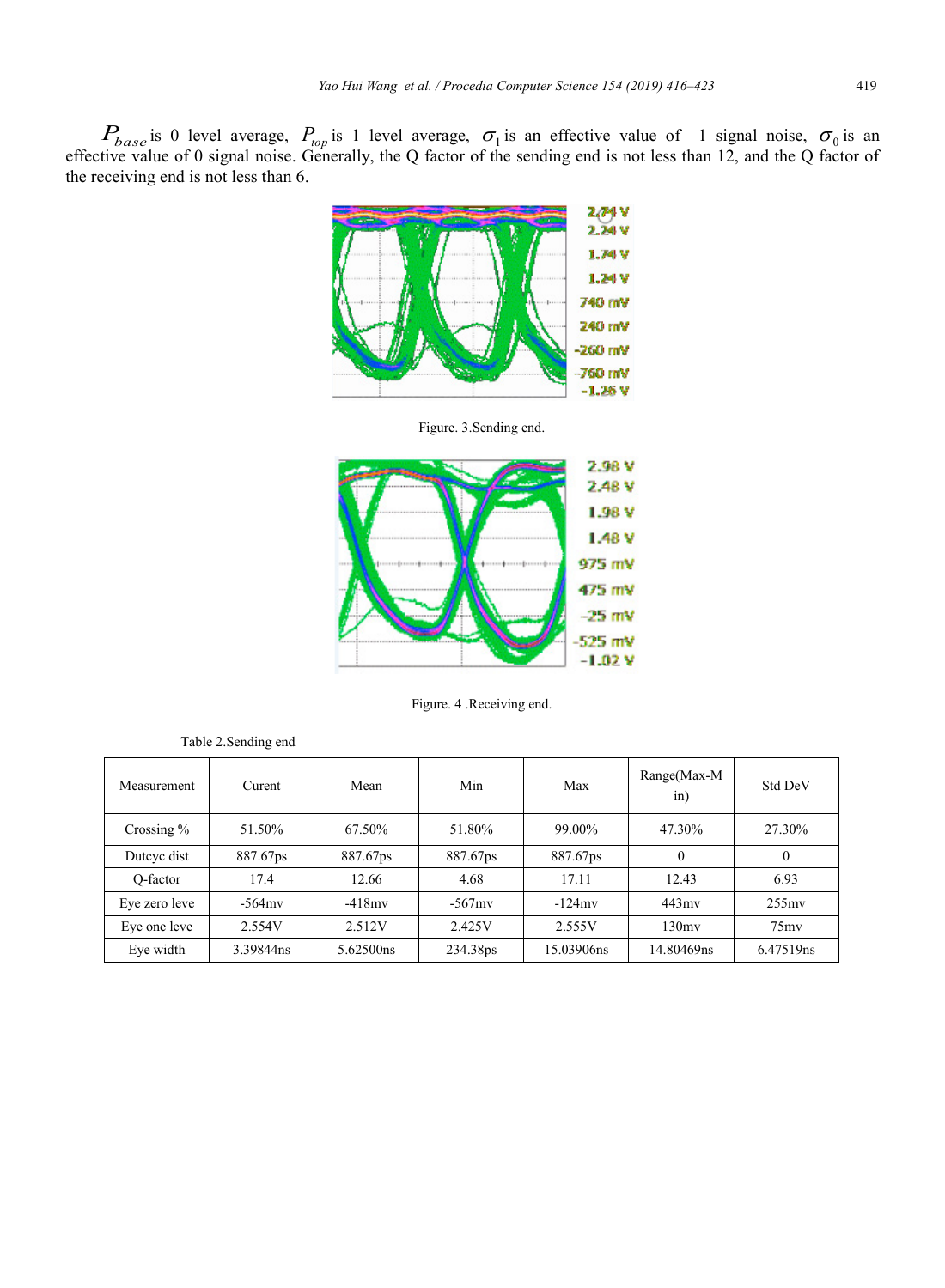$P_{base}$ is 0 level average, $P_{top}$ is 1 level average, $\sigma_1$ is an effective value of 1 signal noise, $\sigma_0$ is an effective value of 0 signal noise. Generally, the Q factor of the sending end is not less than 12, and the Q factor of the receiving end is not less than 6.

Figure. 3.Sending end.

Figure. 4 .Receiving end.

Table 2.Sending end

| Measurement | Curent | Mean | Min | Max | Range(Max-Min) | Std DeV |
|---|---|---|---|---|---|---|
| Crossing % | 51.50% | 67.50% | 51.80% | 99.00% | 47.30% | 27.30% |
| Dutcyc dist | 887.67ps | 887.67ps | 887.67ps | 887.67ps | 0 | 0 |
| Q-factor | 17.4 | 12.66 | 4.68 | 17.11 | 12.43 | 6.93 |
| Eye zero leve | -564mv | -418mv | -567mv | -124mv | 443mv | 255mv |
| Eye one leve | 2.554V | 2.512V | 2.425V | 2.555V | 130mv | 75mv |
| Eye width | 3.39844ns | 5.62500ns | 234.38ps | 15.03906ns | 14.80469ns | 6.47519ns |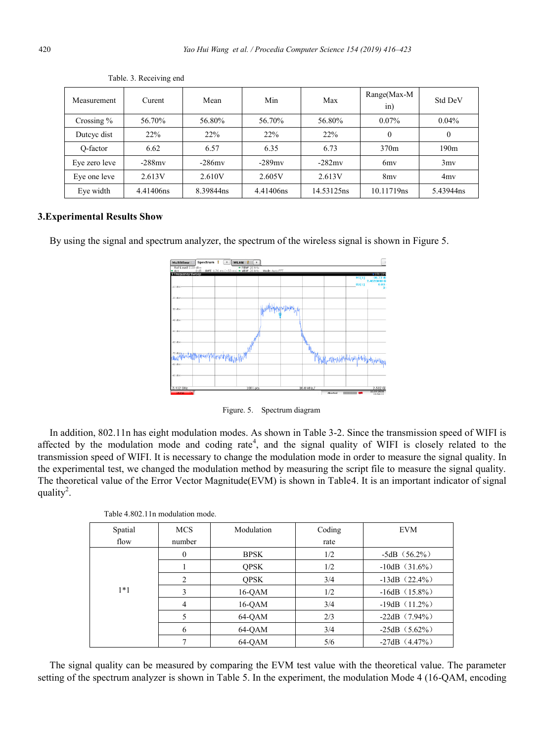Table. 3. Receiving end

| Measurement | Curent | Mean | Min | Max | Range(Max-Min) | Std DeV |
|---|---|---|---|---|---|---|
| Crossing % | 56.70% | 56.80% | 56.70% | 56.80% | 0.07% | 0.04% |
| Dutcyc dist | 22% | 22% | 22% | 22% | 0 | 0 |
| Q-factor | 6.62 | 6.57 | 6.35 | 6.73 | 370m | 190m |
| Eye zero leve | -288mv | -286mv | -289mv | -282mv | 6mv | 3mv |
| Eye one leve | 2.613V | 2.610V | 2.605V | 2.613V | 8mv | 4mv |
| Eye width | 4.41406ns | 8.39844ns | 4.41406ns | 14.53125ns | 10.11719ns | 5.43944ns |

## 3.Experimental Results Show

By using the signal and spectrum analyzer, the spectrum of the wireless signal is shown in Figure 5.

Figure. 5. Spectrum diagram

In addition, 802.11n has eight modulation modes. As shown in Table 3-2. Since the transmission speed of WIFI is affected by the modulation mode and coding rate[4], and the signal quality of WIFI is closely related to the transmission speed of WIFI. It is necessary to change the modulation mode in order to measure the signal quality. In the experimental test, we changed the modulation method by measuring the script file to measure the signal quality. The theoretical value of the Error Vector Magnitude(EVM) is shown in Table4. It is an important indicator of signal quality[2].

Table 4.802.11n modulation mode.

| Spatial flow | MCS number | Modulation | Coding rate | EVM |
|---|---|---|---|---|
| 1*1 | 0 | BPSK | 1/2 | -5dB（56.2%） |
| | 1 | QPSK | 1/2 | -10dB（31.6%） |
| | 2 | QPSK | 3/4 | -13dB（22.4%） |
| | 3 | 16-QAM | 1/2 | -16dB（15.8%） |
| | 4 | 16-QAM | 3/4 | -19dB（11.2%） |
| | 5 | 64-QAM | 2/3 | -22dB（7.94%） |
| | 6 | 64-QAM | 3/4 | -25dB（5.62%） |
| | 7 | 64-QAM | 5/6 | -27dB（4.47%） |

The signal quality can be measured by comparing the EVM test value with the theoretical value. The parameter setting of the spectrum analyzer is shown in Table 5. In the experiment, the modulation Mode 4 (16-QAM, encoding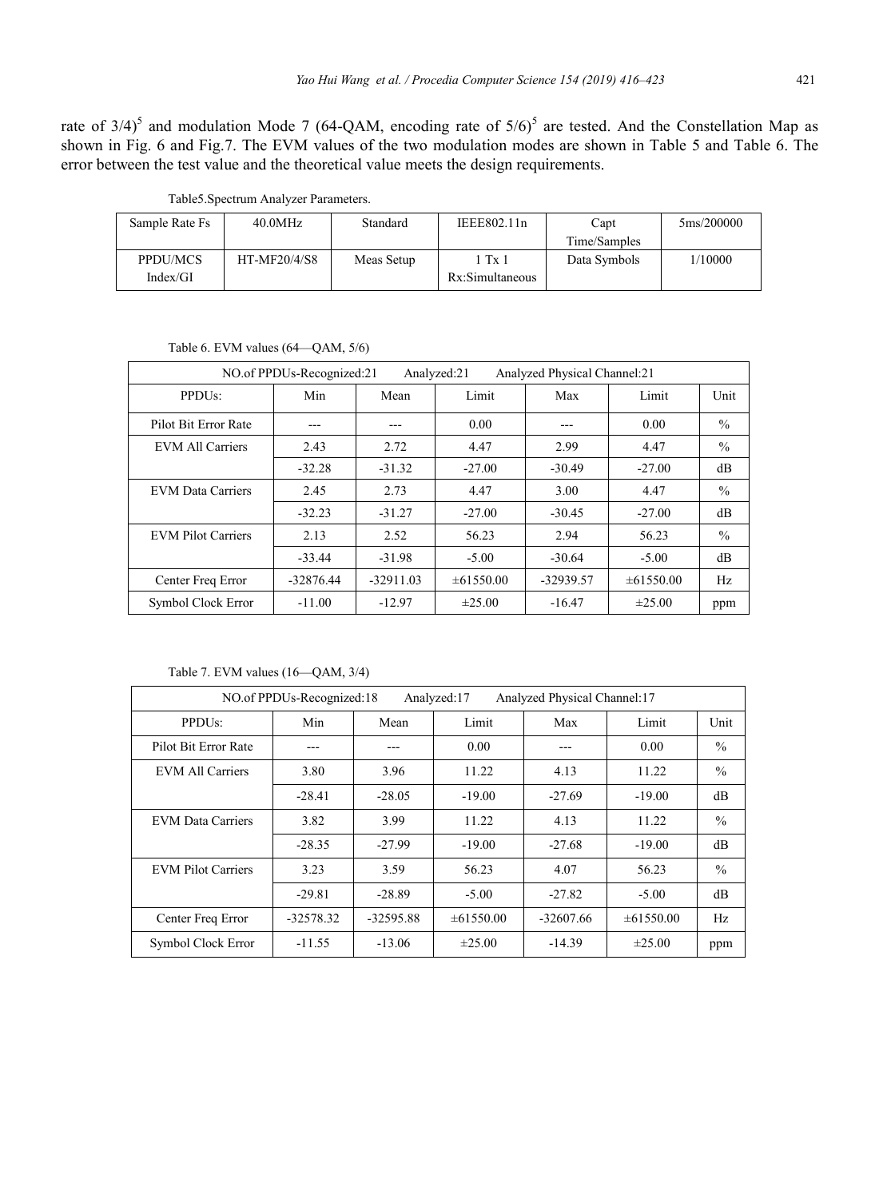rate of 3/4)[5] and modulation Mode 7 (64-QAM, encoding rate of 5/6)[5] are tested. And the Constellation Map as shown in Fig. 6 and Fig.7. The EVM values of the two modulation modes are shown in Table 5 and Table 6. The error between the test value and the theoretical value meets the design requirements.

Table5.Spectrum Analyzer Parameters.

| Sample Rate Fs | 40.0MHz | Standard | IEEE802.11n | Capt Time/Samples | 5ms/200000 |
|---|---|---|---|---|---|
| PPDU/MCS Index/GI | HT-MF20/4/S8 | Meas Setup | 1 Tx 1 Rx:Simultaneous | Data Symbols | 1/10000 |

Table 6. EVM values (64—QAM, 5/6)

| NO.of PPDUs-Recognized:21 Analyzed:21 Analyzed Physical Channel:21 | | | | | | |
|---|---|---|---|---|---|---|
| PPDUs: | Min | Mean | Limit | Max | Limit | Unit |
| Pilot Bit Error Rate | --- | --- | 0.00 | --- | 0.00 | % |
| EVM All Carriers | 2.43 | 2.72 | 4.47 | 2.99 | 4.47 | % |
| | -32.28 | -31.32 | -27.00 | -30.49 | -27.00 | dB |
| EVM Data Carriers | 2.45 | 2.73 | 4.47 | 3.00 | 4.47 | % |
| | -32.23 | -31.27 | -27.00 | -30.45 | -27.00 | dB |
| EVM Pilot Carriers | 2.13 | 2.52 | 56.23 | 2.94 | 56.23 | % |
| | -33.44 | -31.98 | -5.00 | -30.64 | -5.00 | dB |
| Center Freq Error | -32876.44 | -32911.03 | ±61550.00 | -32939.57 | ±61550.00 | Hz |
| Symbol Clock Error | -11.00 | -12.97 | ±25.00 | -16.47 | ±25.00 | ppm |

Table 7. EVM values (16—QAM, 3/4)

| NO.of PPDUs-Recognized:18 Analyzed:17 Analyzed Physical Channel:17 | | | | | | |
|---|---|---|---|---|---|---|
| PPDUs: | Min | Mean | Limit | Max | Limit | Unit |
| Pilot Bit Error Rate | --- | --- | 0.00 | --- | 0.00 | % |
| EVM All Carriers | 3.80 | 3.96 | 11.22 | 4.13 | 11.22 | % |
| | -28.41 | -28.05 | -19.00 | -27.69 | -19.00 | dB |
| EVM Data Carriers | 3.82 | 3.99 | 11.22 | 4.13 | 11.22 | % |
| | -28.35 | -27.99 | -19.00 | -27.68 | -19.00 | dB |
| EVM Pilot Carriers | 3.23 | 3.59 | 56.23 | 4.07 | 56.23 | % |
| | -29.81 | -28.89 | -5.00 | -27.82 | -5.00 | dB |
| Center Freq Error | -32578.32 | -32595.88 | ±61550.00 | -32607.66 | ±61550.00 | Hz |
| Symbol Clock Error | -11.55 | -13.06 | ±25.00 | -14.39 | ±25.00 | ppm |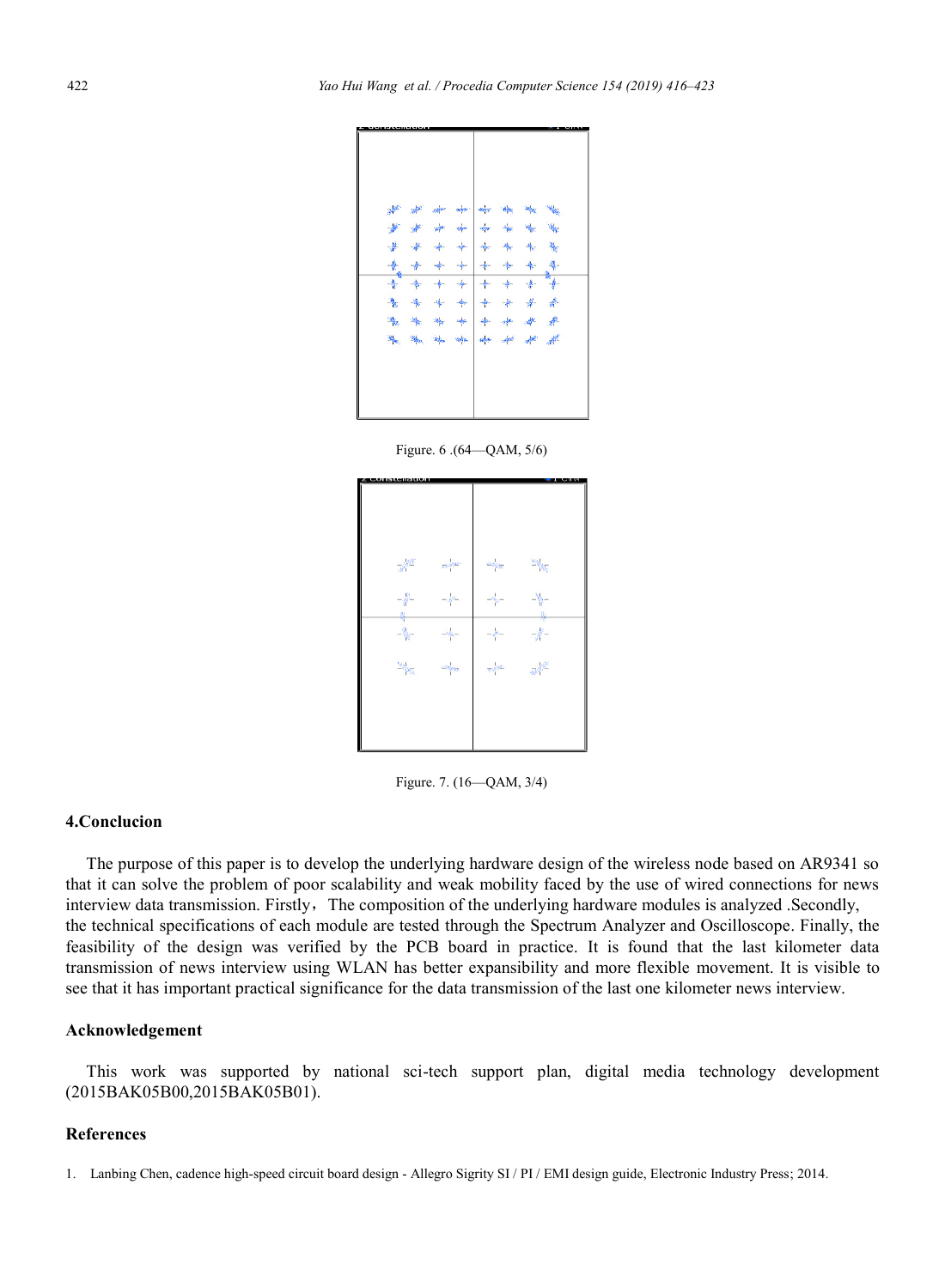Figure. 6 .(64—QAM, 5/6)

Figure. 7. (16—QAM, 3/4)

## 4.Conclucion

The purpose of this paper is to develop the underlying hardware design of the wireless node based on AR9341 so that it can solve the problem of poor scalability and weak mobility faced by the use of wired connections for news interview data transmission. Firstly，The composition of the underlying hardware modules is analyzed .Secondly, the technical specifications of each module are tested through the Spectrum Analyzer and Oscilloscope. Finally, the feasibility of the design was verified by the PCB board in practice. It is found that the last kilometer data transmission of news interview using WLAN has better expansibility and more flexible movement. It is visible to see that it has important practical significance for the data transmission of the last one kilometer news interview.

## Acknowledgement

This work was supported by national sci-tech support plan, digital media technology development (2015BAK05B00,2015BAK05B01).

## References

1. Lanbing Chen, cadence high-speed circuit board design - Allegro Sigrity SI / PI / EMI design guide, Electronic Industry Press; 2014.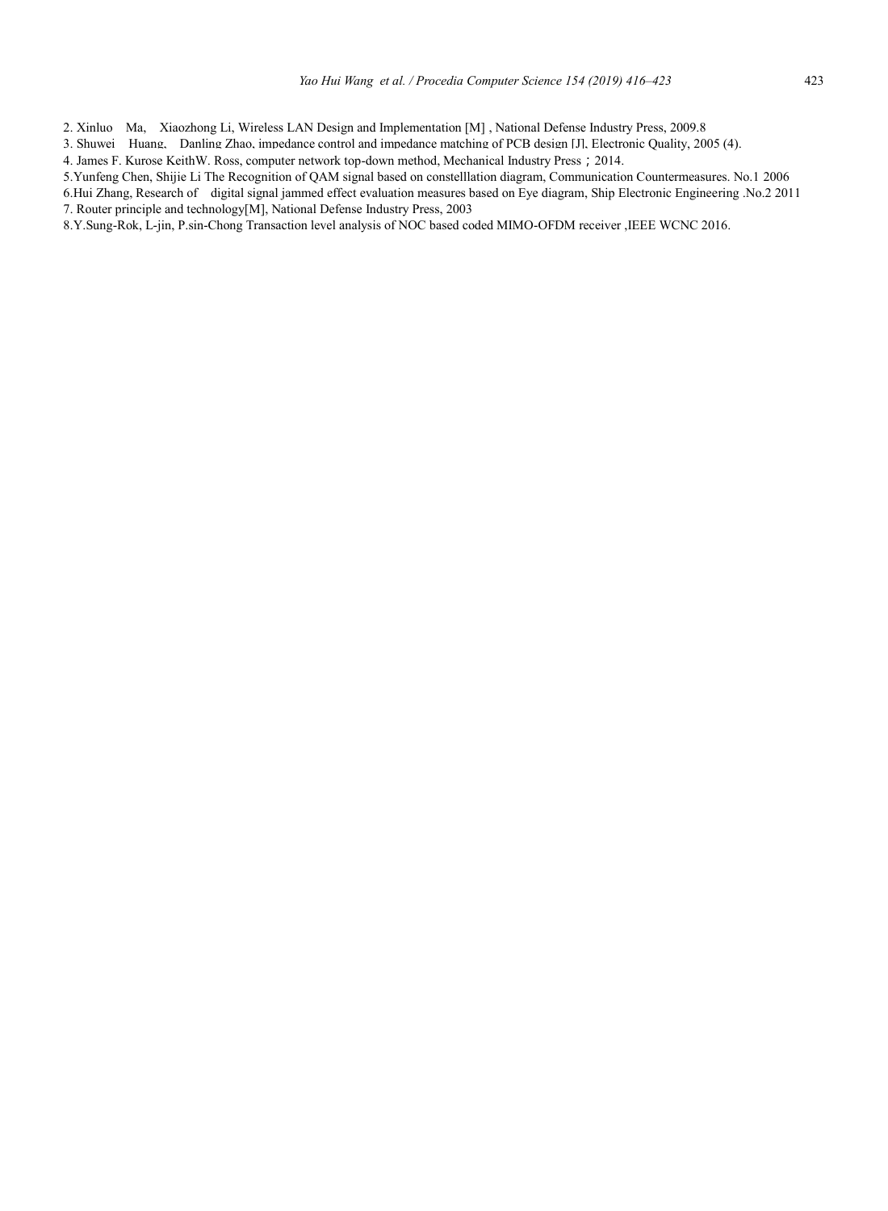2. Xinluo Ma, Xiaozhong Li, Wireless LAN Design and Implementation [M] , National Defense Industry Press, 2009.8

3. Shuwei Huang, Danling Zhao, impedance control and impedance matching of PCB design [J], Electronic Quality, 2005 (4).

4. James F. Kurose KeithW. Ross, computer network top-down method, Mechanical Industry Press；2014.

5.Yunfeng Chen, Shijie Li The Recognition of QAM signal based on constelllation diagram, Communication Countermeasures. No.1 2006

6.Hui Zhang, Research of digital signal jammed effect evaluation measures based on Eye diagram, Ship Electronic Engineering .No.2 2011

7. Router principle and technology[M], National Defense Industry Press, 2003

8.Y.Sung-Rok, L-jin, P.sin-Chong Transaction level analysis of NOC based coded MIMO-OFDM receiver ,IEEE WCNC 2016.